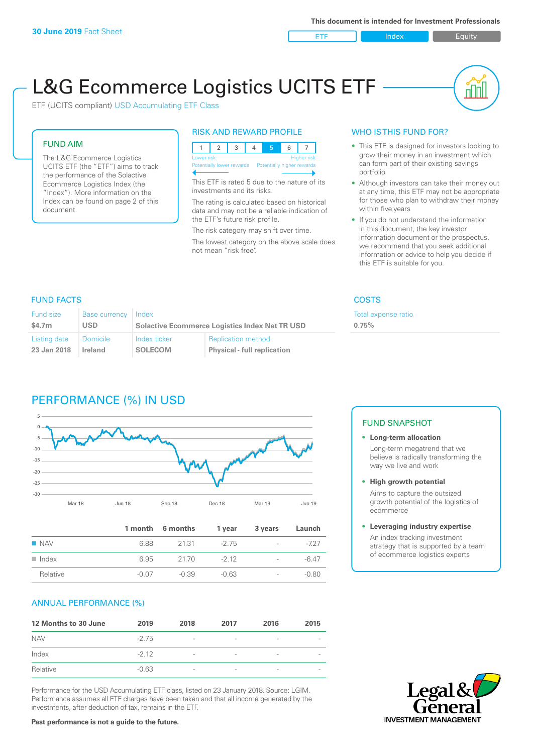**30 June 2019** Fact Sheet

This document is intended for Investment Professionals

ETF | Index | Equity

# L&G Ecommerce Logistics UCITS ETF

ETF (UCITS compliant) USD Accumulating ETF Class

## FUND AIM

The L&G Ecommerce Logistics UCITS ETF (the "ETF") aims to track the performance of the Solactive Ecommerce Logistics Index (the "Index"). More information on the Index can be found on page 2 of this document.

## RISK AND REWARD PROFILE

| 1 | 2 | 3 | 4 | 5 | 6 | 7 |
|---|---|---|---|---|---|---|

Lower risk — Potentially lower rewards | Higher risk — Potentially higher rewards

This ETF is rated 5 due to the nature of its investments and its risks.

The rating is calculated based on historical data and may not be a reliable indication of the ETF's future risk profile.

The risk category may shift over time.

The lowest category on the above scale does not mean "risk free".

## WHO IS THIS FUND FOR?

- This ETF is designed for investors looking to grow their money in an investment which can form part of their existing savings portfolio
- Although investors can take their money out at any time, this ETF may not be appropriate for those who plan to withdraw their money within five years
- If you do not understand the information in this document, the key investor information document or the prospectus, we recommend that you seek additional information or advice to help you decide if this ETF is suitable for you.

## FUND FACTS

| Fund size | Base currency | Index | |
|---|---|---|---|
| $4.7m | USD | Solactive Ecommerce Logistics Index Net TR USD | |
| **Listing date** | **Domicile** | **Index ticker** | **Replication method** |
| 23 Jan 2018 | Ireland | SOLECOM | Physical - full replication |

## COSTS

| Total expense ratio |
|---|
| 0.75% |

## PERFORMANCE (%) IN USD

| | 1 month | 6 months | 1 year | 3 years | Launch |
|---|---|---|---|---|---|
| NAV | 6.88 | 21.31 | -2.75 | - | -7.27 |
| Index | 6.95 | 21.70 | -2.12 | - | -6.47 |
| Relative | -0.07 | -0.39 | -0.63 | - | -0.80 |

## FUND SNAPSHOT

- **Long-term allocation**
  Long-term megatrend that we believe is radically transforming the way we live and work
- **High growth potential**
  Aims to capture the outsized growth potential of the logistics of ecommerce
- **Leveraging industry expertise**
  An index tracking investment strategy that is supported by a team of ecommerce logistics experts

## ANNUAL PERFORMANCE (%)

| 12 Months to 30 June | 2019 | 2018 | 2017 | 2016 | 2015 |
|---|---|---|---|---|---|
| NAV | -2.75 | - | - | - | - |
| Index | -2.12 | - | - | - | - |
| Relative | -0.63 | - | - | - | - |

Performance for the USD Accumulating ETF class, listed on 23 January 2018. Source: LGIM. Performance assumes all ETF charges have been taken and that all income generated by the investments, after deduction of tax, remains in the ETF.

**Past performance is not a guide to the future.**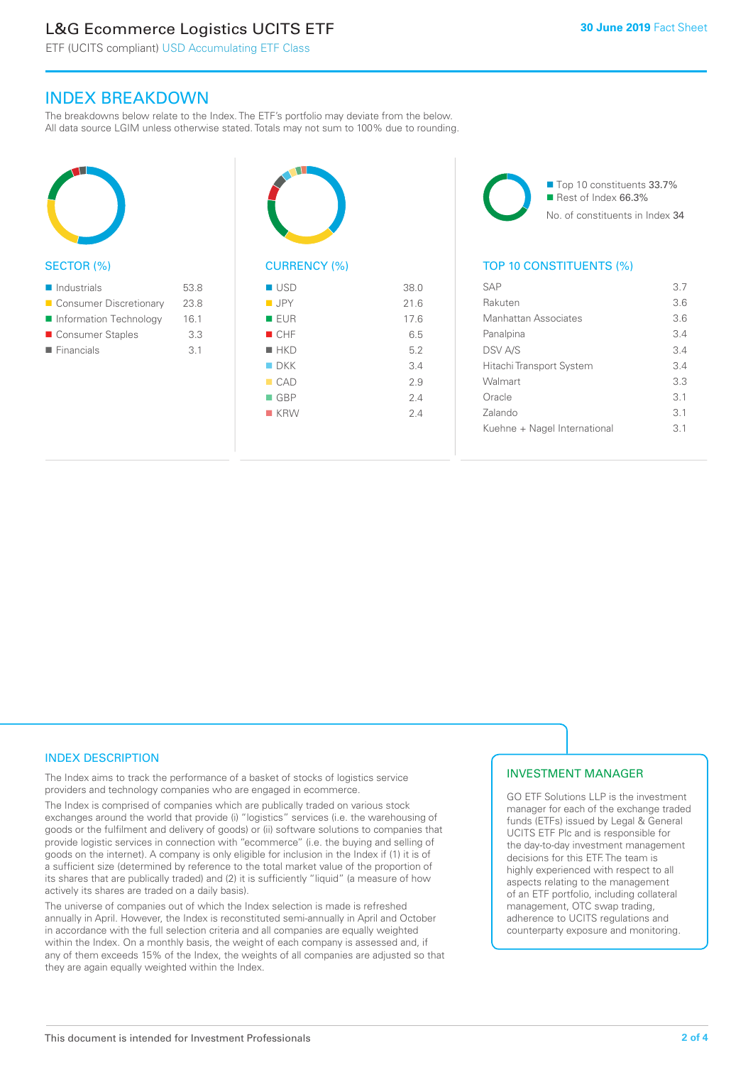## INDEX BREAKDOWN

The breakdowns below relate to the Index. The ETF's portfolio may deviate from the below. All data source LGIM unless otherwise stated. Totals may not sum to 100% due to rounding.

### SECTOR (%)

| Sector | % |
|---|---|
| Industrials | 53.8 |
| Consumer Discretionary | 23.8 |
| Information Technology | 16.1 |
| Consumer Staples | 3.3 |
| Financials | 3.1 |

### CURRENCY (%)

| Currency | % |
|---|---|
| USD | 38.0 |
| JPY | 21.6 |
| EUR | 17.6 |
| CHF | 6.5 |
| HKD | 5.2 |
| DKK | 3.4 |
| CAD | 2.9 |
| GBP | 2.4 |
| KRW | 2.4 |

- Top 10 constituents 33.7%
- Rest of Index 66.3%

No. of constituents in Index 34

### TOP 10 CONSTITUENTS (%)

| Constituent | % |
|---|---|
| SAP | 3.7 |
| Rakuten | 3.6 |
| Manhattan Associates | 3.6 |
| Panalpina | 3.4 |
| DSV A/S | 3.4 |
| Hitachi Transport System | 3.4 |
| Walmart | 3.3 |
| Oracle | 3.1 |
| Zalando | 3.1 |
| Kuehne + Nagel International | 3.1 |

## INDEX DESCRIPTION

The Index aims to track the performance of a basket of stocks of logistics service providers and technology companies who are engaged in ecommerce.

The Index is comprised of companies which are publically traded on various stock exchanges around the world that provide (i) "logistics" services (i.e. the warehousing of goods or the fulfilment and delivery of goods) or (ii) software solutions to companies that provide logistic services in connection with "ecommerce" (i.e. the buying and selling of goods on the internet). A company is only eligible for inclusion in the Index if (1) it is of a sufficient size (determined by reference to the total market value of the proportion of its shares that are publically traded) and (2) it is sufficiently "liquid" (a measure of how actively its shares are traded on a daily basis).

The universe of companies out of which the Index selection is made is refreshed annually in April. However, the Index is reconstituted semi-annually in April and October in accordance with the full selection criteria and all companies are equally weighted within the Index. On a monthly basis, the weight of each company is assessed and, if any of them exceeds 15% of the Index, the weights of all companies are adjusted so that they are again equally weighted within the Index.

## INVESTMENT MANAGER

GO ETF Solutions LLP is the investment manager for each of the exchange traded funds (ETFs) issued by Legal & General UCITS ETF Plc and is responsible for the day-to-day investment management decisions for this ETF. The team is highly experienced with respect to all aspects relating to the management of an ETF portfolio, including collateral management, OTC swap trading, adherence to UCITS regulations and counterparty exposure and monitoring.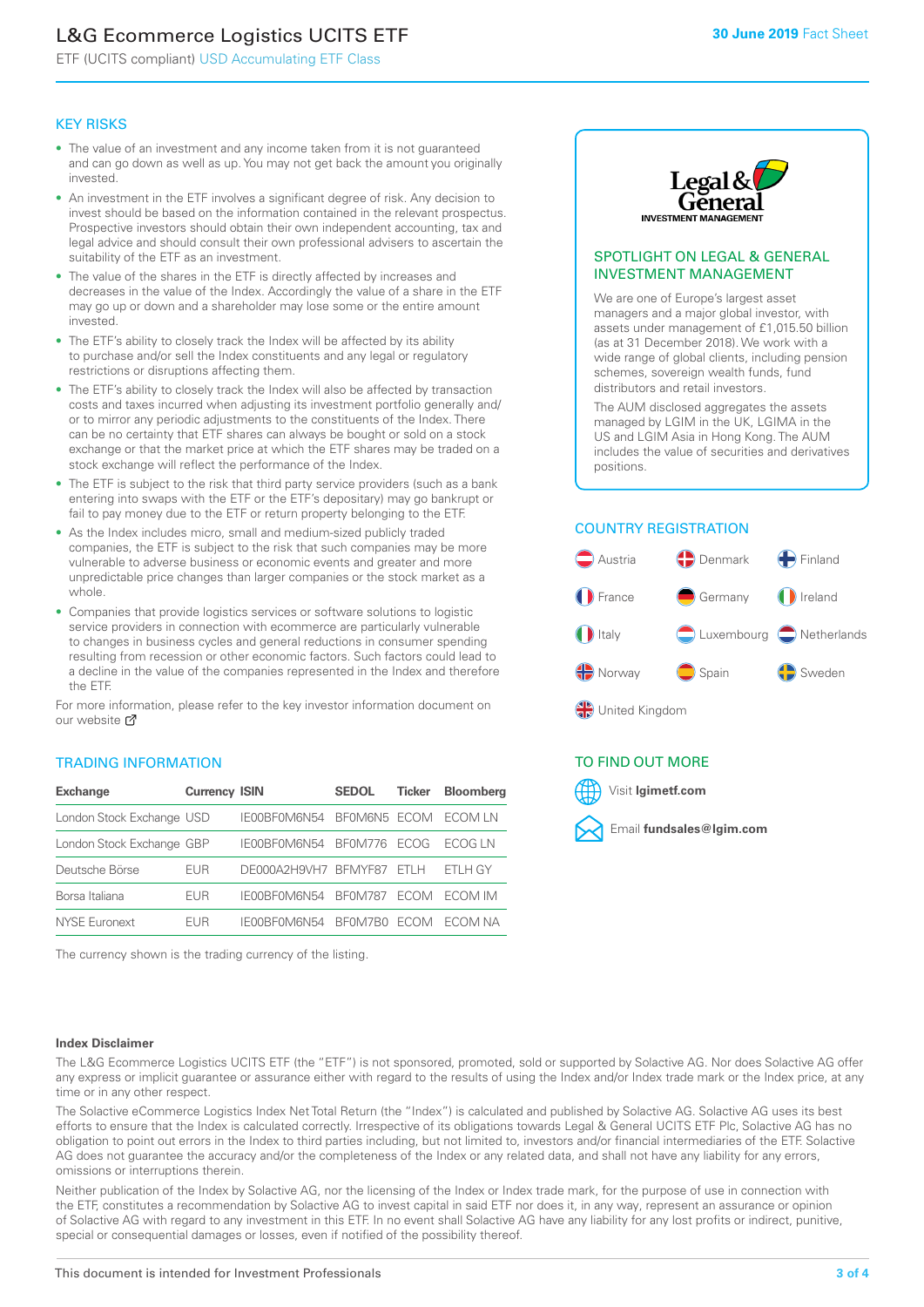# L&G Ecommerce Logistics UCITS ETF

ETF (UCITS compliant) USD Accumulating ETF Class

30 June 2019 Fact Sheet

## KEY RISKS

- The value of an investment and any income taken from it is not guaranteed and can go down as well as up. You may not get back the amount you originally invested.
- An investment in the ETF involves a significant degree of risk. Any decision to invest should be based on the information contained in the relevant prospectus. Prospective investors should obtain their own independent accounting, tax and legal advice and should consult their own professional advisers to ascertain the suitability of the ETF as an investment.
- The value of the shares in the ETF is directly affected by increases and decreases in the value of the Index. Accordingly the value of a share in the ETF may go up or down and a shareholder may lose some or the entire amount invested.
- The ETF's ability to closely track the Index will be affected by its ability to purchase and/or sell the Index constituents and any legal or regulatory restrictions or disruptions affecting them.
- The ETF's ability to closely track the Index will also be affected by transaction costs and taxes incurred when adjusting its investment portfolio generally and/or to mirror any periodic adjustments to the constituents of the Index. There can be no certainty that ETF shares can always be bought or sold on a stock exchange or that the market price at which the ETF shares may be traded on a stock exchange will reflect the performance of the Index.
- The ETF is subject to the risk that third party service providers (such as a bank entering into swaps with the ETF or the ETF's depositary) may go bankrupt or fail to pay money due to the ETF or return property belonging to the ETF.
- As the Index includes micro, small and medium-sized publicly traded companies, the ETF is subject to the risk that such companies may be more vulnerable to adverse business or economic events and greater and more unpredictable price changes than larger companies or the stock market as a whole.
- Companies that provide logistics services or software solutions to logistic service providers in connection with ecommerce are particularly vulnerable to changes in business cycles and general reductions in consumer spending resulting from recession or other economic factors. Such factors could lead to a decline in the value of the companies represented in the Index and therefore the ETF.

For more information, please refer to the key investor information document on our website

## TRADING INFORMATION

| Exchange | Currency | ISIN | SEDOL | Ticker | Bloomberg |
|---|---|---|---|---|---|
| London Stock Exchange | USD | IE00BF0M6N54 | BF0M6N5 | ECOM | ECOM LN |
| London Stock Exchange | GBP | IE00BF0M6N54 | BF0M776 | ECOG | ECOG LN |
| Deutsche Börse | EUR | DE000A2H9VH7 | BFMYF87 | ETLH | ETLH GY |
| Borsa Italiana | EUR | IE00BF0M6N54 | BF0M787 | ECOM | ECOM IM |
| NYSE Euronext | EUR | IE00BF0M6N54 | BF0M7B0 | ECOM | ECOM NA |

The currency shown is the trading currency of the listing.

## SPOTLIGHT ON LEGAL & GENERAL INVESTMENT MANAGEMENT

We are one of Europe's largest asset managers and a major global investor, with assets under management of £1,015.50 billion (as at 31 December 2018). We work with a wide range of global clients, including pension schemes, sovereign wealth funds, fund distributors and retail investors.

The AUM disclosed aggregates the assets managed by LGIM in the UK, LGIMA in the US and LGIM Asia in Hong Kong. The AUM includes the value of securities and derivatives positions.

## COUNTRY REGISTRATION

Austria, Denmark, Finland, France, Germany, Ireland, Italy, Luxembourg, Netherlands, Norway, Spain, Sweden, United Kingdom

## TO FIND OUT MORE

Visit **lgimetf.com**

Email **fundsales@lgim.com**

### Index Disclaimer

The L&G Ecommerce Logistics UCITS ETF (the "ETF") is not sponsored, promoted, sold or supported by Solactive AG. Nor does Solactive AG offer any express or implicit guarantee or assurance either with regard to the results of using the Index and/or Index trade mark or the Index price, at any time or in any other respect.

The Solactive eCommerce Logistics Index Net Total Return (the "Index") is calculated and published by Solactive AG. Solactive AG uses its best efforts to ensure that the Index is calculated correctly. Irrespective of its obligations towards Legal & General UCITS ETF Plc, Solactive AG has no obligation to point out errors in the Index to third parties including, but not limited to, investors and/or financial intermediaries of the ETF. Solactive AG does not guarantee the accuracy and/or the completeness of the Index or any related data, and shall not have any liability for any errors, omissions or interruptions therein.

Neither publication of the Index by Solactive AG, nor the licensing of the Index or Index trade mark, for the purpose of use in connection with the ETF, constitutes a recommendation by Solactive AG to invest capital in said ETF nor does it, in any way, represent an assurance or opinion of Solactive AG with regard to any investment in this ETF. In no event shall Solactive AG have any liability for any lost profits or indirect, punitive, special or consequential damages or losses, even if notified of the possibility thereof.

This document is intended for Investment Professionals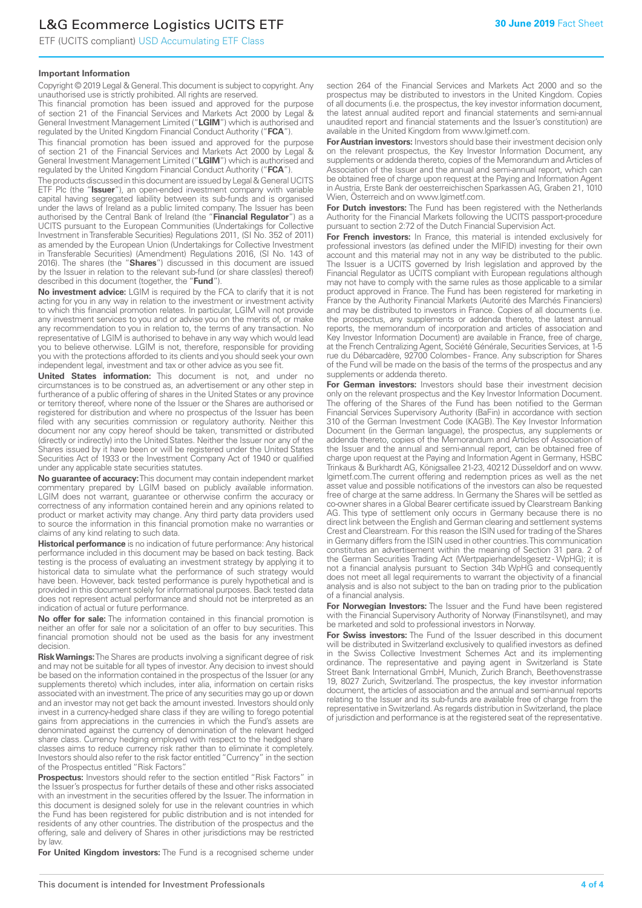### Important Information

Copyright © 2019 Legal & General. This document is subject to copyright. Any unauthorised use is strictly prohibited. All rights are reserved.

This financial promotion has been issued and approved for the purpose of section 21 of the Financial Services and Markets Act 2000 by Legal & General Investment Management Limited ("**LGIM**") which is authorised and regulated by the United Kingdom Financial Conduct Authority ("**FCA**").

This financial promotion has been issued and approved for the purpose of section 21 of the Financial Services and Markets Act 2000 by Legal & General Investment Management Limited ("**LGIM**") which is authorised and regulated by the United Kingdom Financial Conduct Authority ("**FCA**").

The products discussed in this document are issued by Legal & General UCITS ETF Plc (the "**Issuer**"), an open-ended investment company with variable capital having segregated liability between its sub-funds and is organised under the laws of Ireland as a public limited company. The Issuer has been authorised by the Central Bank of Ireland (the "**Financial Regulator**") as a UCITS pursuant to the European Communities (Undertakings for Collective Investment in Transferable Securities) Regulations 2011, (SI No. 352 of 2011) as amended by the European Union (Undertakings for Collective Investment in Transferable Securities) (Amendment) Regulations 2016, (SI No. 143 of 2016). The shares (the "**Shares**") discussed in this document are issued by the Issuer in relation to the relevant sub-fund (or share class(es) thereof) described in this document (together, the "**Fund**").

**No investment advice:** LGIM is required by the FCA to clarify that it is not acting for you in any way in relation to the investment or investment activity to which this financial promotion relates. In particular, LGIM will not provide any investment services to you and or advise you on the merits of, or make any recommendation to you in relation to, the terms of any transaction. No representative of LGIM is authorised to behave in any way which would lead you to believe otherwise. LGIM is not, therefore, responsible for providing you with the protections afforded to its clients and you should seek your own independent legal, investment and tax or other advice as you see fit.

**United States information:** This document is not, and under no circumstances is to be construed as, an advertisement or any other step in furtherance of a public offering of shares in the United States or any province or territory thereof, where none of the Issuer or the Shares are authorised or registered for distribution and where no prospectus of the Issuer has been filed with any securities commission or regulatory authority. Neither this document nor any copy hereof should be taken, transmitted or distributed (directly or indirectly) into the United States. Neither the Issuer nor any of the Shares issued by it have been or will be registered under the United States Securities Act of 1933 or the Investment Company Act of 1940 or qualified under any applicable state securities statutes.

**No guarantee of accuracy:** This document may contain independent market commentary prepared by LGIM based on publicly available information. LGIM does not warrant, guarantee or otherwise confirm the accuracy or correctness of any information contained herein and any opinions related to product or market activity may change. Any third party data providers used to source the information in this financial promotion make no warranties or claims of any kind relating to such data.

**Historical performance** is no indication of future performance: Any historical performance included in this document may be based on back testing. Back testing is the process of evaluating an investment strategy by applying it to historical data to simulate what the performance of such strategy would have been. However, back tested performance is purely hypothetical and is provided in this document solely for informational purposes. Back tested data does not represent actual performance and should not be interpreted as an indication of actual or future performance.

**No offer for sale:** The information contained in this financial promotion is neither an offer for sale nor a solicitation of an offer to buy securities. This financial promotion should not be used as the basis for any investment decision.

**Risk Warnings:** The Shares are products involving a significant degree of risk and may not be suitable for all types of investor. Any decision to invest should be based on the information contained in the prospectus of the Issuer (or any supplements thereto) which includes, inter alia, information on certain risks associated with an investment. The price of any securities may go up or down and an investor may not get back the amount invested. Investors should only invest in a currency-hedged share class if they are willing to forego potential gains from appreciations in the currencies in which the Fund's assets are denominated against the currency of denomination of the relevant hedged share class. Currency hedging employed with respect to the hedged share classes aims to reduce currency risk rather than to eliminate it completely. Investors should also refer to the risk factor entitled "Currency" in the section of the Prospectus entitled "Risk Factors".

**Prospectus:** Investors should refer to the section entitled "Risk Factors" in the Issuer's prospectus for further details of these and other risks associated with an investment in the securities offered by the Issuer. The information in this document is designed solely for use in the relevant countries in which the Fund has been registered for public distribution and is not intended for residents of any other countries. The distribution of the prospectus and the offering, sale and delivery of Shares in other jurisdictions may be restricted by law.

**For United Kingdom investors:** The Fund is a recognised scheme under section 264 of the Financial Services and Markets Act 2000 and so the prospectus may be distributed to investors in the United Kingdom. Copies of all documents (i.e. the prospectus, the key investor information document, the latest annual audited report and financial statements and semi-annual unaudited report and financial statements and the Issuer's constitution) are available in the United Kingdom from www.lgimetf.com.

**For Austrian investors:** Investors should base their investment decision only on the relevant prospectus, the Key Investor Information Document, any supplements or addenda thereto, copies of the Memorandum and Articles of Association of the Issuer and the annual and semi-annual report, which can be obtained free of charge upon request at the Paying and Information Agent in Austria, Erste Bank der oesterreichischen Sparkassen AG, Graben 21, 1010 Wien, Österreich and on www.lgimetf.com.

**For Dutch investors:** The Fund has been registered with the Netherlands Authority for the Financial Markets following the UCITS passport-procedure pursuant to section 2:72 of the Dutch Financial Supervision Act.

**For French investors:** In France, this material is intended exclusively for professional investors (as defined under the MIFID) investing for their own account and this material may not in any way be distributed to the public. The Issuer is a UCITS governed by Irish legislation and approved by the Financial Regulator as UCITS compliant with European regulations although may not have to comply with the same rules as those applicable to a similar product approved in France. The Fund has been registered for marketing in France by the Authority Financial Markets (Autorité des Marchés Financiers) and may be distributed to investors in France. Copies of all documents (i.e. the prospectus, any supplements or addenda thereto, the latest annual reports, the memorandum of incorporation and articles of association and Key Investor Information Document) are available in France, free of charge, at the French Centralizing Agent, Société Générale, Securities Services, at 1-5 rue du Débarcadère, 92700 Colombes - France. Any subscription for Shares of the Fund will be made on the basis of the terms of the prospectus and any supplements or addenda thereto.

**For German investors:** Investors should base their investment decision only on the relevant prospectus and the Key Investor Information Document. The offering of the Shares of the Fund has been notified to the German Financial Services Supervisory Authority (BaFin) in accordance with section 310 of the German Investment Code (KAGB). The Key Investor Information Document (in the German language), the prospectus, any supplements or addenda thereto, copies of the Memorandum and Articles of Association of the Issuer and the annual and semi-annual report, can be obtained free of charge upon request at the Paying and Information Agent in Germany, HSBC Trinkaus & Burkhardt AG, Königsallee 21-23, 40212 Düsseldorf and on www.lgimetf.com. The current offering and redemption prices as well as the net asset value and possible notifications of the investors can also be requested free of charge at the same address. In Germany the Shares will be settled as co-owner shares in a Global Bearer certificate issued by Clearstream Banking AG. This type of settlement only occurs in Germany because there is no direct link between the English and German clearing and settlement systems Crest and Clearstream. For this reason the ISIN used for trading of the Shares in Germany differs from the ISIN used in other countries. This communication constitutes an advertisement within the meaning of Section 31 para. 2 of the German Securities Trading Act (Wertpapierhandelsgesetz - WpHG); it is not a financial analysis pursuant to Section 34b WpHG and consequently does not meet all legal requirements to warrant the objectivity of a financial analysis and is also not subject to the ban on trading prior to the publication of a financial analysis.

**For Norwegian Investors:** The Issuer and the Fund have been registered with the Financial Supervisory Authority of Norway (Finanstilsynet), and may be marketed and sold to professional investors in Norway.

**For Swiss investors:** The Fund of the Issuer described in this document will be distributed in Switzerland exclusively to qualified investors as defined in the Swiss Collective Investment Schemes Act and its implementing ordinance. The representative and paying agent in Switzerland is State Street Bank International GmbH, Munich, Zurich Branch, Beethovenstrasse 19, 8027 Zurich, Switzerland. The prospectus, the key investor information document, the articles of association and the annual and semi-annual reports relating to the Issuer and its sub-funds are available free of charge from the representative in Switzerland. As regards distribution in Switzerland, the place of jurisdiction and performance is at the registered seat of the representative.

This document is intended for Investment Professionals